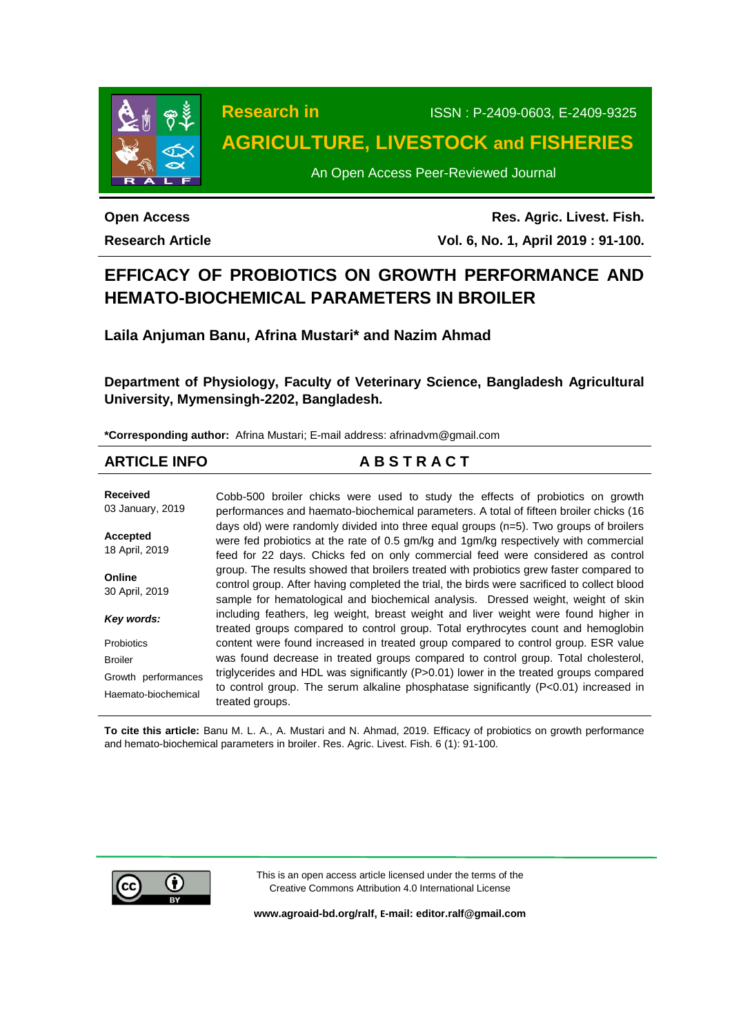# Research in AGRICULTURE, LIVESTOCK and FISHERIES

ISSN : P-2409-0603, E-2409-9325

An Open Access Peer-Reviewed Journal

**Open Access**

**Research Article**

**Res. Agric. Livest. Fish.**

**Vol. 6, No. 1, April 2019 : 91-100.**

# EFFICACY OF PROBIOTICS ON GROWTH PERFORMANCE AND HEMATO-BIOCHEMICAL PARAMETERS IN BROILER

**Laila Anjuman Banu, Afrina Mustari\* and Nazim Ahmad**

**Department of Physiology, Faculty of Veterinary Science, Bangladesh Agricultural University, Mymensingh-2202, Bangladesh.**

**\*Corresponding author:** Afrina Mustari; E-mail address: afrinadvm@gmail.com

## ARTICLE INFO

**Received**
03 January, 2019

**Accepted**
18 April, 2019

**Online**
30 April, 2019

***Key words:***

Probiotics
Broiler
Growth performances
Haemato-biochemical

## ABSTRACT

Cobb-500 broiler chicks were used to study the effects of probiotics on growth performances and haemato-biochemical parameters. A total of fifteen broiler chicks (16 days old) were randomly divided into three equal groups (n=5). Two groups of broilers were fed probiotics at the rate of 0.5 gm/kg and 1gm/kg respectively with commercial feed for 22 days. Chicks fed on only commercial feed were considered as control group. The results showed that broilers treated with probiotics grew faster compared to control group. After having completed the trial, the birds were sacrificed to collect blood sample for hematological and biochemical analysis. Dressed weight, weight of skin including feathers, leg weight, breast weight and liver weight were found higher in treated groups compared to control group. Total erythrocytes count and hemoglobin content were found increased in treated group compared to control group. ESR value was found decrease in treated groups compared to control group. Total cholesterol, triglycerides and HDL was significantly ($P>0.01$) lower in the treated groups compared to control group. The serum alkaline phosphatase significantly ($P<0.01$) increased in treated groups.

**To cite this article:** Banu M. L. A., A. Mustari and N. Ahmad, 2019. Efficacy of probiotics on growth performance and hemato-biochemical parameters in broiler. Res. Agric. Livest. Fish. 6 (1): 91-100.

This is an open access article licensed under the terms of the Creative Commons Attribution 4.0 International License

**www.agroaid-bd.org/ralf, E-mail: editor.ralf@gmail.com**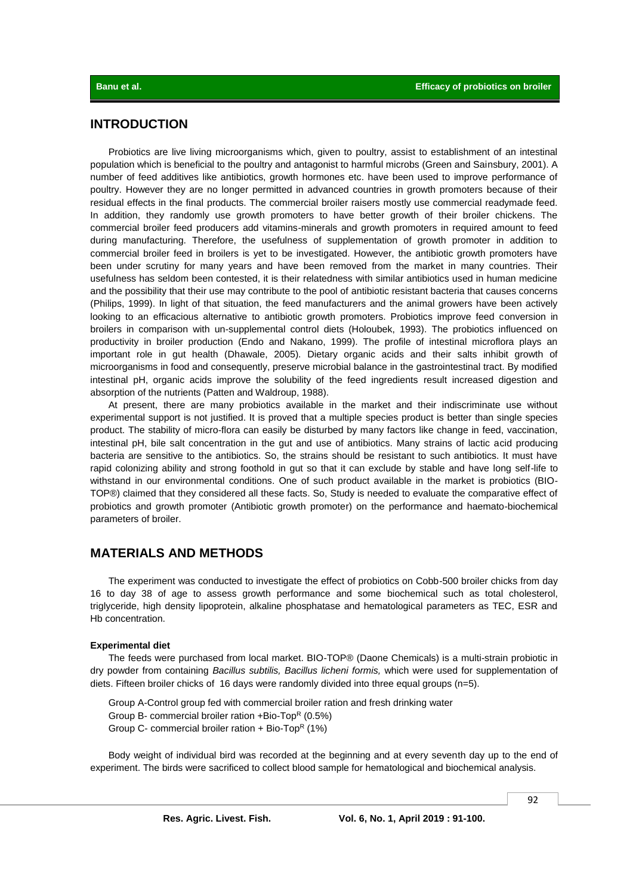## INTRODUCTION

Probiotics are live living microorganisms which, given to poultry, assist to establishment of an intestinal population which is beneficial to the poultry and antagonist to harmful microbs (Green and Sainsbury, 2001). A number of feed additives like antibiotics, growth hormones etc. have been used to improve performance of poultry. However they are no longer permitted in advanced countries in growth promoters because of their residual effects in the final products. The commercial broiler raisers mostly use commercial readymade feed. In addition, they randomly use growth promoters to have better growth of their broiler chickens. The commercial broiler feed producers add vitamins-minerals and growth promoters in required amount to feed during manufacturing. Therefore, the usefulness of supplementation of growth promoter in addition to commercial broiler feed in broilers is yet to be investigated. However, the antibiotic growth promoters have been under scrutiny for many years and have been removed from the market in many countries. Their usefulness has seldom been contested, it is their relatedness with similar antibiotics used in human medicine and the possibility that their use may contribute to the pool of antibiotic resistant bacteria that causes concerns (Philips, 1999). In light of that situation, the feed manufacturers and the animal growers have been actively looking to an efficacious alternative to antibiotic growth promoters. Probiotics improve feed conversion in broilers in comparison with un-supplemental control diets (Holoubek, 1993). The probiotics influenced on productivity in broiler production (Endo and Nakano, 1999). The profile of intestinal microflora plays an important role in gut health (Dhawale, 2005). Dietary organic acids and their salts inhibit growth of microorganisms in food and consequently, preserve microbial balance in the gastrointestinal tract. By modified intestinal pH, organic acids improve the solubility of the feed ingredients result increased digestion and absorption of the nutrients (Patten and Waldroup, 1988).

At present, there are many probiotics available in the market and their indiscriminate use without experimental support is not justified. It is proved that a multiple species product is better than single species product. The stability of micro-flora can easily be disturbed by many factors like change in feed, vaccination, intestinal pH, bile salt concentration in the gut and use of antibiotics. Many strains of lactic acid producing bacteria are sensitive to the antibiotics. So, the strains should be resistant to such antibiotics. It must have rapid colonizing ability and strong foothold in gut so that it can exclude by stable and have long self-life to withstand in our environmental conditions. One of such product available in the market is probiotics (BIO-TOP®) claimed that they considered all these facts. So, Study is needed to evaluate the comparative effect of probiotics and growth promoter (Antibiotic growth promoter) on the performance and haemato-biochemical parameters of broiler.

## MATERIALS AND METHODS

The experiment was conducted to investigate the effect of probiotics on Cobb-500 broiler chicks from day 16 to day 38 of age to assess growth performance and some biochemical such as total cholesterol, triglyceride, high density lipoprotein, alkaline phosphatase and hematological parameters as TEC, ESR and Hb concentration.

### Experimental diet

The feeds were purchased from local market. BIO-TOP® (Daone Chemicals) is a multi-strain probiotic in dry powder from containing *Bacillus subtilis, Bacillus licheni formis,* which were used for supplementation of diets. Fifteen broiler chicks of 16 days were randomly divided into three equal groups (n=5).

Group A-Control group fed with commercial broiler ration and fresh drinking water
Group B- commercial broiler ration +Bio-Top$^R$ (0.5%)
Group C- commercial broiler ration + Bio-Top$^R$ (1%)

Body weight of individual bird was recorded at the beginning and at every seventh day up to the end of experiment. The birds were sacrificed to collect blood sample for hematological and biochemical analysis.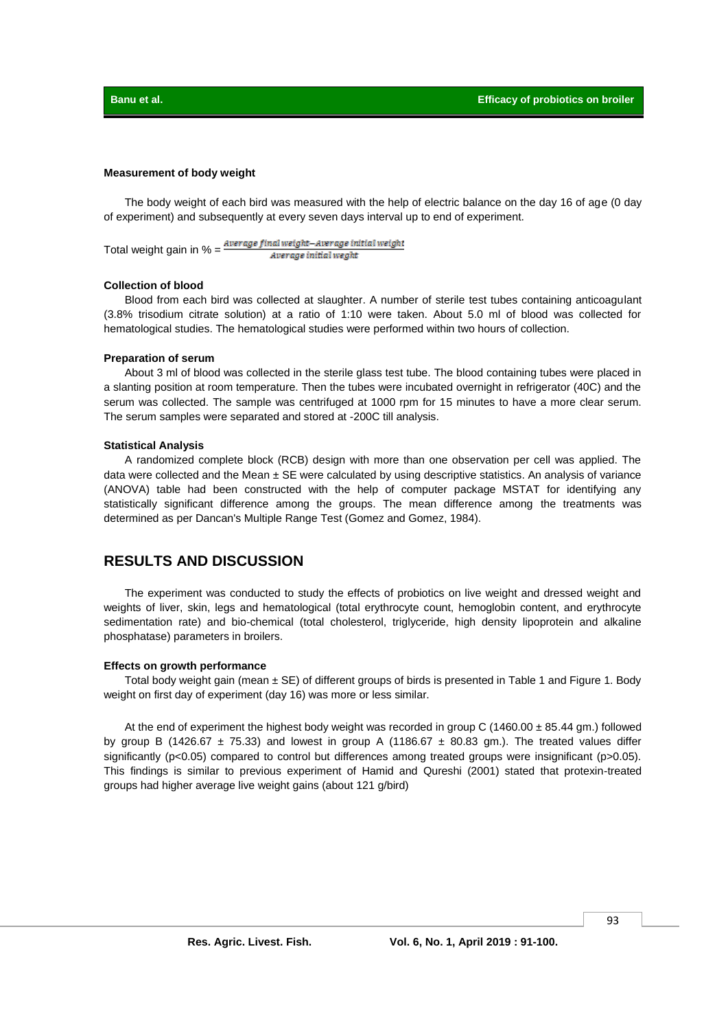### Measurement of body weight

The body weight of each bird was measured with the help of electric balance on the day 16 of age (0 day of experiment) and subsequently at every seven days interval up to end of experiment.

Total weight gain in % = $\frac{\text{Average final weight} - \text{Average initial weight}}{\text{Average initial weght}}$

### Collection of blood

Blood from each bird was collected at slaughter. A number of sterile test tubes containing anticoagulant (3.8% trisodium citrate solution) at a ratio of 1:10 were taken. About 5.0 ml of blood was collected for hematological studies. The hematological studies were performed within two hours of collection.

### Preparation of serum

About 3 ml of blood was collected in the sterile glass test tube. The blood containing tubes were placed in a slanting position at room temperature. Then the tubes were incubated overnight in refrigerator (40C) and the serum was collected. The sample was centrifuged at 1000 rpm for 15 minutes to have a more clear serum. The serum samples were separated and stored at -200C till analysis.

### Statistical Analysis

A randomized complete block (RCB) design with more than one observation per cell was applied. The data were collected and the Mean ± SE were calculated by using descriptive statistics. An analysis of variance (ANOVA) table had been constructed with the help of computer package MSTAT for identifying any statistically significant difference among the groups. The mean difference among the treatments was determined as per Dancan's Multiple Range Test (Gomez and Gomez, 1984).

## RESULTS AND DISCUSSION

The experiment was conducted to study the effects of probiotics on live weight and dressed weight and weights of liver, skin, legs and hematological (total erythrocyte count, hemoglobin content, and erythrocyte sedimentation rate) and bio-chemical (total cholesterol, triglyceride, high density lipoprotein and alkaline phosphatase) parameters in broilers.

### Effects on growth performance

Total body weight gain (mean ± SE) of different groups of birds is presented in Table 1 and Figure 1. Body weight on first day of experiment (day 16) was more or less similar.

At the end of experiment the highest body weight was recorded in group C (1460.00 ± 85.44 gm.) followed by group B (1426.67 ± 75.33) and lowest in group A (1186.67 ± 80.83 gm.). The treated values differ significantly ($p<0.05$) compared to control but differences among treated groups were insignificant ($p>0.05$). This findings is similar to previous experiment of Hamid and Qureshi (2001) stated that protexin-treated groups had higher average live weight gains (about 121 g/bird)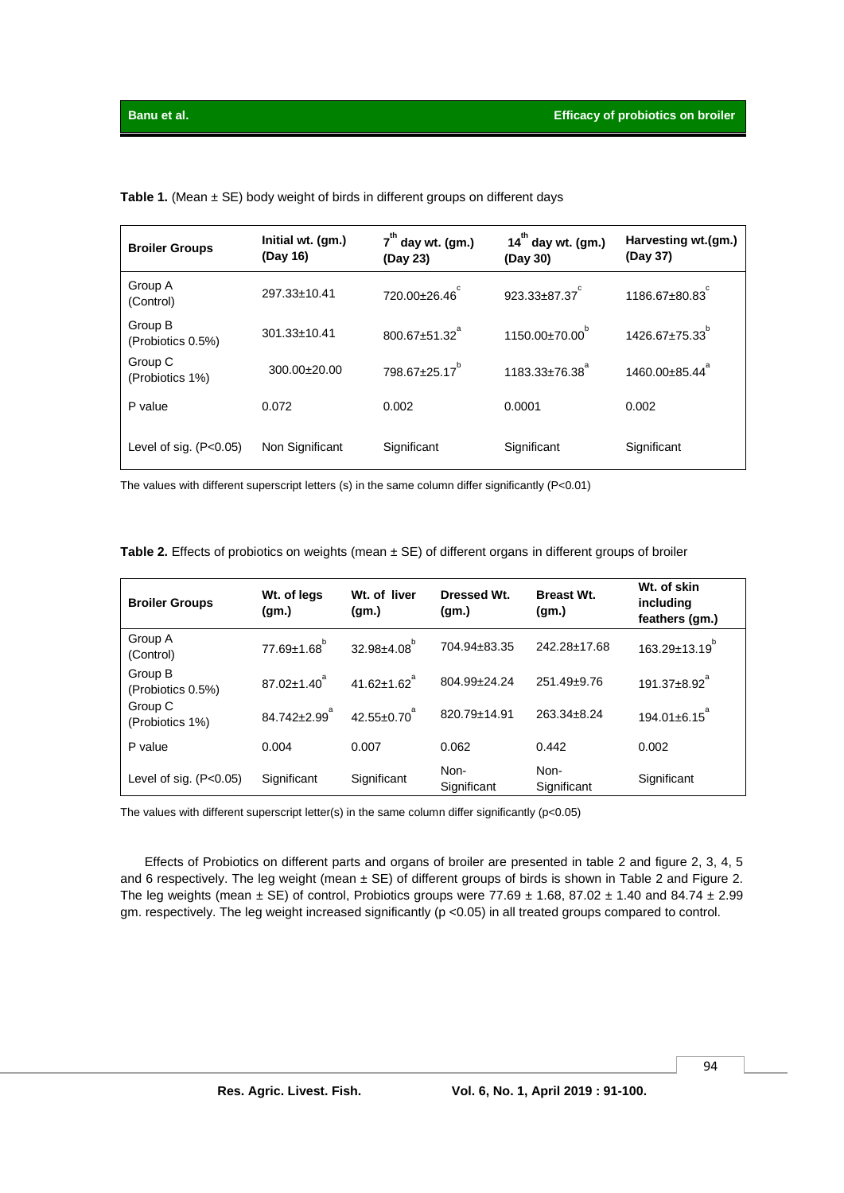**Table 1.** (Mean ± SE) body weight of birds in different groups on different days

| Broiler Groups | Initial wt. (gm.) (Day 16) | $7^{th}$ day wt. (gm.) (Day 23) | $14^{th}$ day wt. (gm.) (Day 30) | Harvesting wt.(gm.) (Day 37) |
|---|---|---|---|---|
| Group A (Control) | 297.33±10.41 | 720.00±26.46[c] | 923.33±87.37[c] | 1186.67±80.83[c] |
| Group B (Probiotics 0.5%) | 301.33±10.41 | 800.67±51.32[a] | 1150.00±70.00[b] | 1426.67±75.33[b] |
| Group C (Probiotics 1%) | 300.00±20.00 | 798.67±25.17[b] | 1183.33±76.38[a] | 1460.00±85.44[a] |
| P value | 0.072 | 0.002 | 0.0001 | 0.002 |
| Level of sig. (P<0.05) | Non Significant | Significant | Significant | Significant |

The values with different superscript letters (s) in the same column differ significantly (P<0.01)

**Table 2.** Effects of probiotics on weights (mean ± SE) of different organs in different groups of broiler

| Broiler Groups | Wt. of legs (gm.) | Wt. of liver (gm.) | Dressed Wt. (gm.) | Breast Wt. (gm.) | Wt. of skin including feathers (gm.) |
|---|---|---|---|---|---|
| Group A (Control) | 77.69±1.68[b] | 32.98±4.08[b] | 704.94±83.35 | 242.28±17.68 | 163.29±13.19[b] |
| Group B (Probiotics 0.5%) | 87.02±1.40[a] | 41.62±1.62[a] | 804.99±24.24 | 251.49±9.76 | 191.37±8.92[a] |
| Group C (Probiotics 1%) | 84.742±2.99[a] | 42.55±0.70[a] | 820.79±14.91 | 263.34±8.24 | 194.01±6.15[a] |
| P value | 0.004 | 0.007 | 0.062 | 0.442 | 0.002 |
| Level of sig. (P<0.05) | Significant | Significant | Non-Significant | Non-Significant | Significant |

The values with different superscript letter(s) in the same column differ significantly (p<0.05)

Effects of Probiotics on different parts and organs of broiler are presented in table 2 and figure 2, 3, 4, 5 and 6 respectively. The leg weight (mean ± SE) of different groups of birds is shown in Table 2 and Figure 2. The leg weights (mean ± SE) of control, Probiotics groups were 77.69 ± 1.68, 87.02 ± 1.40 and 84.74 ± 2.99 gm. respectively. The leg weight increased significantly ($p < 0.05$) in all treated groups compared to control.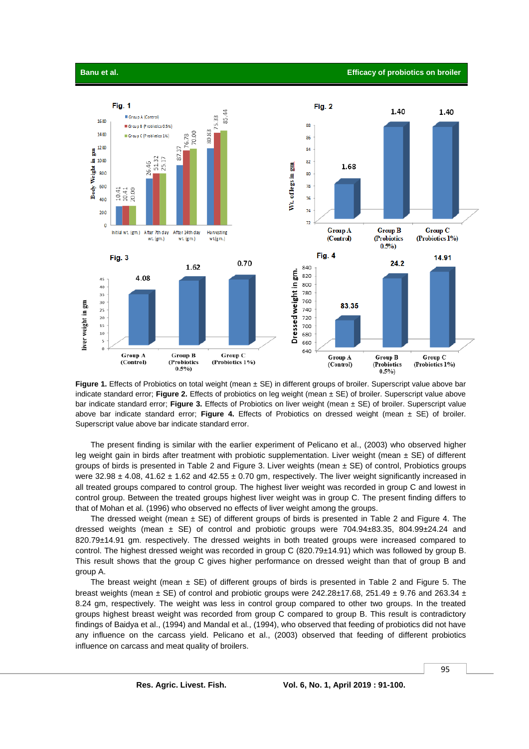**Figure 1.** Effects of Probiotics on total weight (mean ± SE) in different groups of broiler. Superscript value above bar indicate standard error; **Figure 2.** Effects of probiotics on leg weight (mean ± SE) of broiler. Superscript value above bar indicate standard error; **Figure 3.** Effects of Probiotics on liver weight (mean ± SE) of broiler. Superscript value above bar indicate standard error; **Figure 4.** Effects of Probiotics on dressed weight (mean ± SE) of broiler. Superscript value above bar indicate standard error.

The present finding is similar with the earlier experiment of Pelicano et al., (2003) who observed higher leg weight gain in birds after treatment with probiotic supplementation. Liver weight (mean ± SE) of different groups of birds is presented in Table 2 and Figure 3. Liver weights (mean ± SE) of control, Probiotics groups were 32.98 ± 4.08, 41.62 ± 1.62 and 42.55 ± 0.70 gm, respectively. The liver weight significantly increased in all treated groups compared to control group. The highest liver weight was recorded in group C and lowest in control group. Between the treated groups highest liver weight was in group C. The present finding differs to that of Mohan et al. (1996) who observed no effects of liver weight among the groups.

The dressed weight (mean ± SE) of different groups of birds is presented in Table 2 and Figure 4. The dressed weights (mean ± SE) of control and probiotic groups were 704.94±83.35, 804.99±24.24 and 820.79±14.91 gm. respectively. The dressed weights in both treated groups were increased compared to control. The highest dressed weight was recorded in group C (820.79±14.91) which was followed by group B. This result shows that the group C gives higher performance on dressed weight than that of group B and group A.

The breast weight (mean ± SE) of different groups of birds is presented in Table 2 and Figure 5. The breast weights (mean ± SE) of control and probiotic groups were 242.28±17.68, 251.49 ± 9.76 and 263.34 ± 8.24 gm, respectively. The weight was less in control group compared to other two groups. In the treated groups highest breast weight was recorded from group C compared to group B. This result is contradictory findings of Baidya et al., (1994) and Mandal et al., (1994), who observed that feeding of probiotics did not have any influence on the carcass yield. Pelicano et al., (2003) observed that feeding of different probiotics influence on carcass and meat quality of broilers.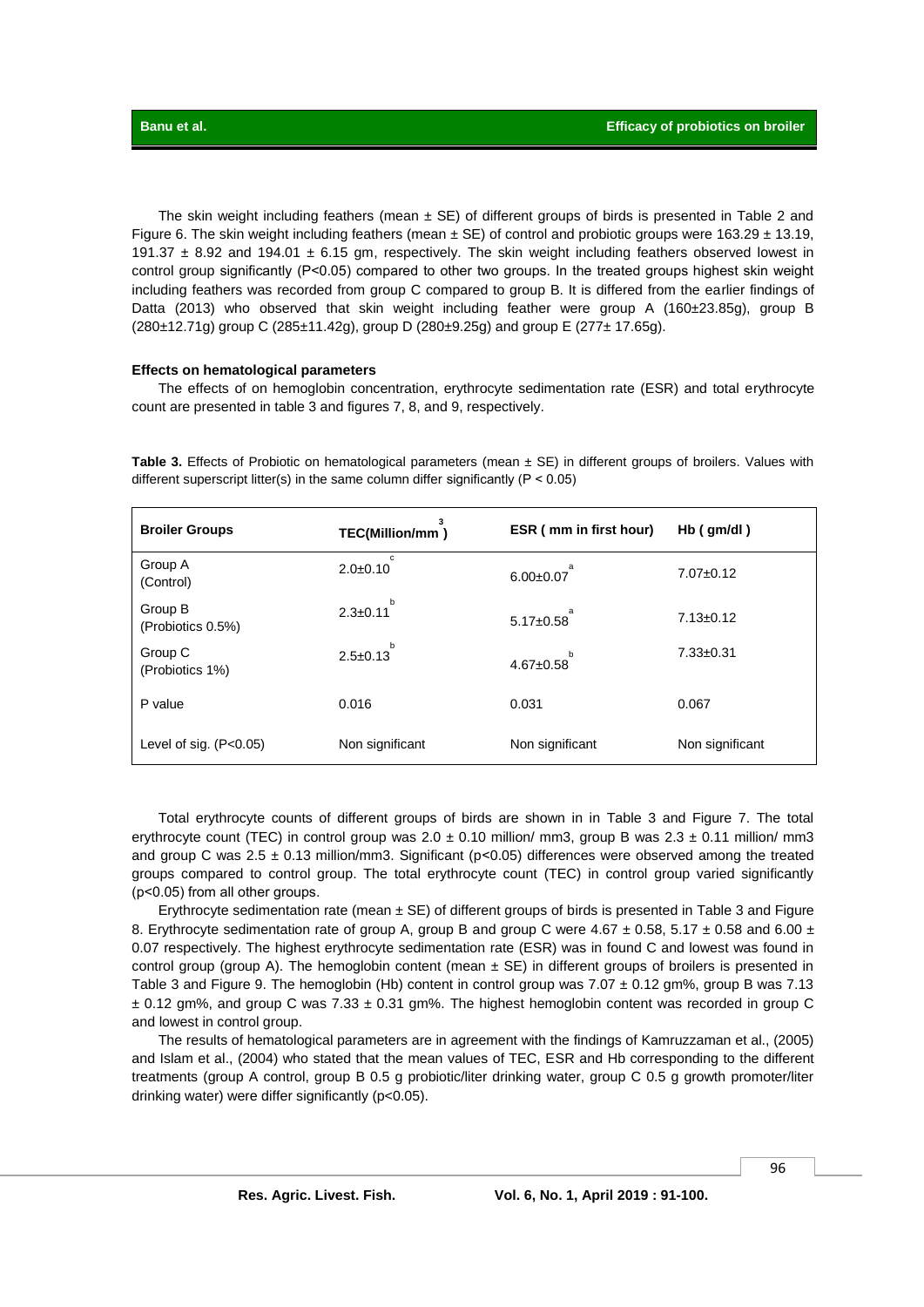The skin weight including feathers (mean ± SE) of different groups of birds is presented in Table 2 and Figure 6. The skin weight including feathers (mean ± SE) of control and probiotic groups were 163.29 ± 13.19, 191.37 ± 8.92 and 194.01 ± 6.15 gm, respectively. The skin weight including feathers observed lowest in control group significantly (P<0.05) compared to other two groups. In the treated groups highest skin weight including feathers was recorded from group C compared to group B. It is differed from the earlier findings of Datta (2013) who observed that skin weight including feather were group A (160±23.85g), group B (280±12.71g) group C (285±11.42g), group D (280±9.25g) and group E (277± 17.65g).

**Effects on hematological parameters**

The effects of on hemoglobin concentration, erythrocyte sedimentation rate (ESR) and total erythrocyte count are presented in table 3 and figures 7, 8, and 9, respectively.

**Table 3.** Effects of Probiotic on hematological parameters (mean ± SE) in different groups of broilers. Values with different superscript litter(s) in the same column differ significantly (P < 0.05)

| Broiler Groups | TEC(Million/mm$^3$) | ESR ( mm in first hour) | Hb ( gm/dl ) |
|---|---|---|---|
| Group A (Control) | 2.0±0.10$^c$ | 6.00±0.07$^a$ | 7.07±0.12 |
| Group B (Probiotics 0.5%) | 2.3±0.11$^b$ | 5.17±0.58$^a$ | 7.13±0.12 |
| Group C (Probiotics 1%) | 2.5±0.13$^b$ | 4.67±0.58$^b$ | 7.33±0.31 |
| P value | 0.016 | 0.031 | 0.067 |
| Level of sig. (P<0.05) | Non significant | Non significant | Non significant |

Total erythrocyte counts of different groups of birds are shown in in Table 3 and Figure 7. The total erythrocyte count (TEC) in control group was 2.0 ± 0.10 million/ mm3, group B was 2.3 ± 0.11 million/ mm3 and group C was 2.5 ± 0.13 million/mm3. Significant (p<0.05) differences were observed among the treated groups compared to control group. The total erythrocyte count (TEC) in control group varied significantly (p<0.05) from all other groups.

Erythrocyte sedimentation rate (mean ± SE) of different groups of birds is presented in Table 3 and Figure 8. Erythrocyte sedimentation rate of group A, group B and group C were 4.67 ± 0.58, 5.17 ± 0.58 and 6.00 ± 0.07 respectively. The highest erythrocyte sedimentation rate (ESR) was in found C and lowest was found in control group (group A). The hemoglobin content (mean ± SE) in different groups of broilers is presented in Table 3 and Figure 9. The hemoglobin (Hb) content in control group was 7.07 ± 0.12 gm%, group B was 7.13 ± 0.12 gm%, and group C was 7.33 ± 0.31 gm%. The highest hemoglobin content was recorded in group C and lowest in control group.

The results of hematological parameters are in agreement with the findings of Kamruzzaman et al., (2005) and Islam et al., (2004) who stated that the mean values of TEC, ESR and Hb corresponding to the different treatments (group A control, group B 0.5 g probiotic/liter drinking water, group C 0.5 g growth promoter/liter drinking water) were differ significantly (p<0.05).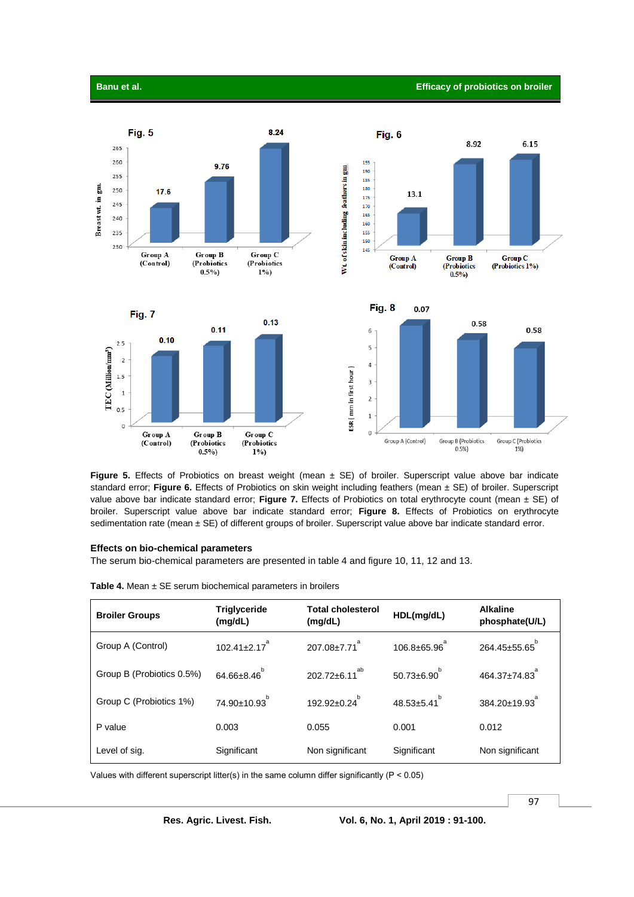**Figure 5.** Effects of Probiotics on breast weight (mean ± SE) of broiler. Superscript value above bar indicate standard error; **Figure 6.** Effects of Probiotics on skin weight including feathers (mean ± SE) of broiler. Superscript value above bar indicate standard error; **Figure 7.** Effects of Probiotics on total erythrocyte count (mean ± SE) of broiler. Superscript value above bar indicate standard error; **Figure 8.** Effects of Probiotics on erythrocyte sedimentation rate (mean ± SE) of different groups of broiler. Superscript value above bar indicate standard error.

### Effects on bio-chemical parameters

The serum bio-chemical parameters are presented in table 4 and figure 10, 11, 12 and 13.

**Table 4.** Mean ± SE serum biochemical parameters in broilers

| Broiler Groups | Triglyceride (mg/dL) | Total cholesterol (mg/dL) | HDL(mg/dL) | Alkaline phosphate(U/L) |
|---|---|---|---|---|
| Group A (Control) | 102.41±2.17$^{a}$ | 207.08±7.71$^{a}$ | 106.8±65.96$^{a}$ | 264.45±55.65$^{b}$ |
| Group B (Probiotics 0.5%) | 64.66±8.46$^{b}$ | 202.72±6.11$^{ab}$ | 50.73±6.90$^{b}$ | 464.37±74.83$^{a}$ |
| Group C (Probiotics 1%) | 74.90±10.93$^{b}$ | 192.92±0.24$^{b}$ | 48.53±5.41$^{b}$ | 384.20±19.93$^{a}$ |
| P value | 0.003 | 0.055 | 0.001 | 0.012 |
| Level of sig. | Significant | Non significant | Significant | Non significant |

Values with different superscript litter(s) in the same column differ significantly ($P < 0.05$)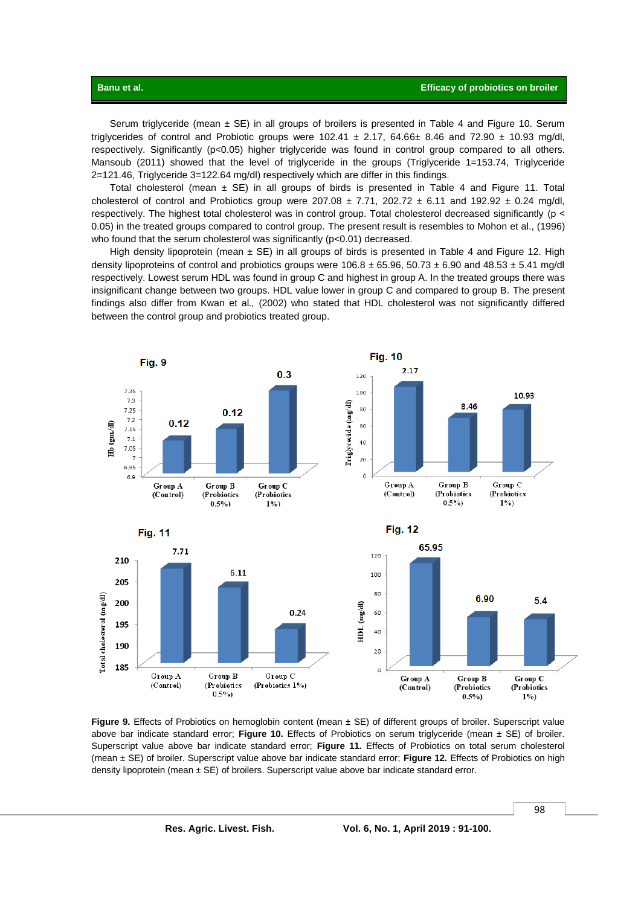Serum triglyceride (mean ± SE) in all groups of broilers is presented in Table 4 and Figure 10. Serum triglycerides of control and Probiotic groups were 102.41 ± 2.17, 64.66± 8.46 and 72.90 ± 10.93 mg/dl, respectively. Significantly ($p<0.05$) higher triglyceride was found in control group compared to all others. Mansoub (2011) showed that the level of triglyceride in the groups (Triglyceride 1=153.74, Triglyceride 2=121.46, Triglyceride 3=122.64 mg/dl) respectively which are differ in this findings.

Total cholesterol (mean ± SE) in all groups of birds is presented in Table 4 and Figure 11. Total cholesterol of control and Probiotics group were 207.08 ± 7.71, 202.72 ± 6.11 and 192.92 ± 0.24 mg/dl, respectively. The highest total cholesterol was in control group. Total cholesterol decreased significantly ($p < 0.05$) in the treated groups compared to control group. The present result is resembles to Mohon et al., (1996) who found that the serum cholesterol was significantly ($p<0.01$) decreased.

High density lipoprotein (mean ± SE) in all groups of birds is presented in Table 4 and Figure 12. High density lipoproteins of control and probiotics groups were 106.8 ± 65.96, 50.73 ± 6.90 and 48.53 ± 5.41 mg/dl respectively. Lowest serum HDL was found in group C and highest in group A. In the treated groups there was insignificant change between two groups. HDL value lower in group C and compared to group B. The present findings also differ from Kwan et al., (2002) who stated that HDL cholesterol was not significantly differed between the control group and probiotics treated group.

**Figure 9.** Effects of Probiotics on hemoglobin content (mean ± SE) of different groups of broiler. Superscript value above bar indicate standard error; **Figure 10.** Effects of Probiotics on serum triglyceride (mean ± SE) of broiler. Superscript value above bar indicate standard error; **Figure 11.** Effects of Probiotics on total serum cholesterol (mean ± SE) of broiler. Superscript value above bar indicate standard error; **Figure 12.** Effects of Probiotics on high density lipoprotein (mean ± SE) of broilers. Superscript value above bar indicate standard error.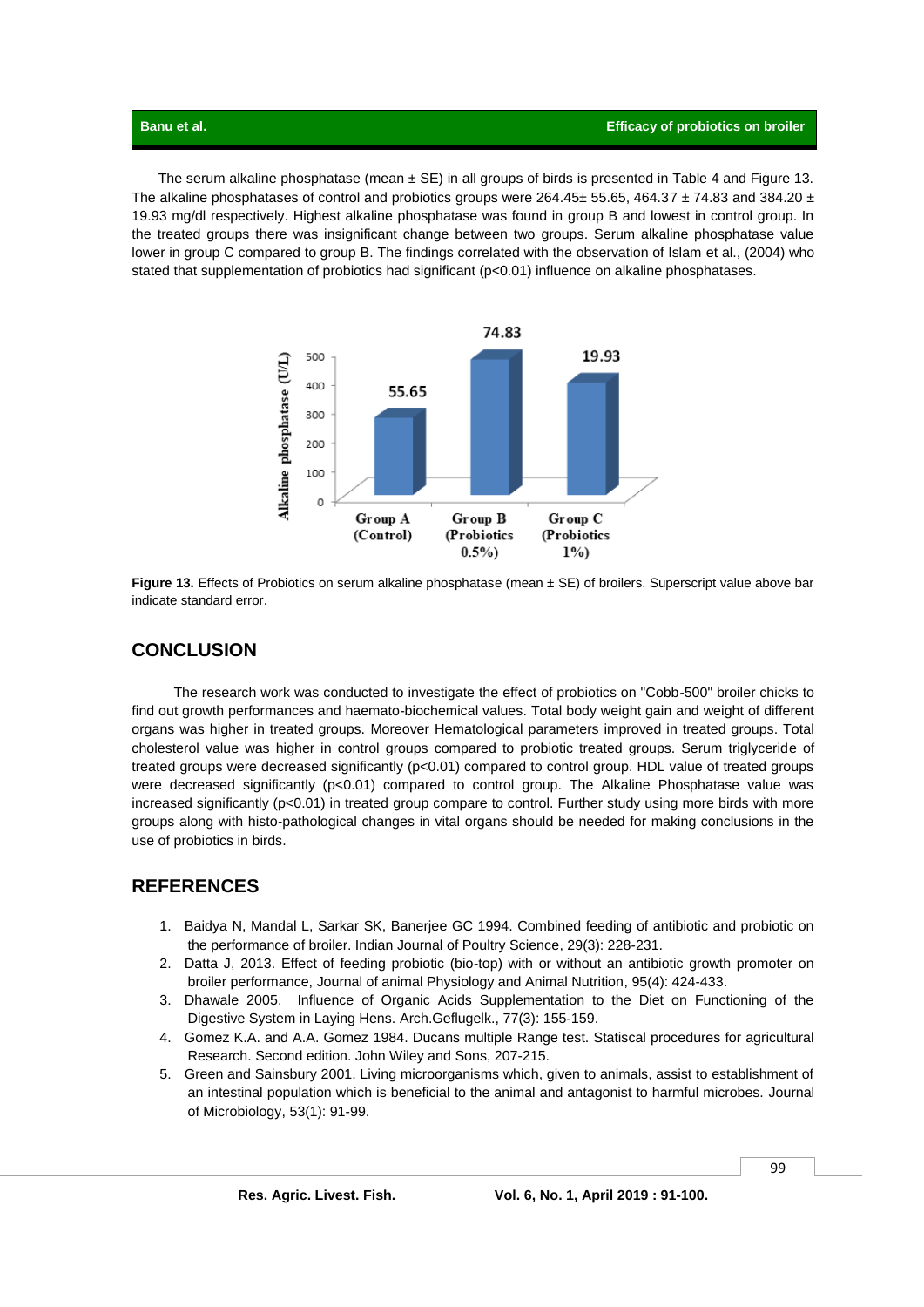The serum alkaline phosphatase (mean ± SE) in all groups of birds is presented in Table 4 and Figure 13. The alkaline phosphatases of control and probiotics groups were 264.45± 55.65, 464.37 ± 74.83 and 384.20 ± 19.93 mg/dl respectively. Highest alkaline phosphatase was found in group B and lowest in control group. In the treated groups there was insignificant change between two groups. Serum alkaline phosphatase value lower in group C compared to group B. The findings correlated with the observation of Islam et al., (2004) who stated that supplementation of probiotics had significant ($p<0.01$) influence on alkaline phosphatases.

**Figure 13.** Effects of Probiotics on serum alkaline phosphatase (mean ± SE) of broilers. Superscript value above bar indicate standard error.

## CONCLUSION

The research work was conducted to investigate the effect of probiotics on "Cobb-500" broiler chicks to find out growth performances and haemato-biochemical values. Total body weight gain and weight of different organs was higher in treated groups. Moreover Hematological parameters improved in treated groups. Total cholesterol value was higher in control groups compared to probiotic treated groups. Serum triglyceride of treated groups were decreased significantly ($p<0.01$) compared to control group. HDL value of treated groups were decreased significantly ($p<0.01$) compared to control group. The Alkaline Phosphatase value was increased significantly ($p<0.01$) in treated group compare to control. Further study using more birds with more groups along with histo-pathological changes in vital organs should be needed for making conclusions in the use of probiotics in birds.

## REFERENCES

1. Baidya N, Mandal L, Sarkar SK, Banerjee GC 1994. Combined feeding of antibiotic and probiotic on the performance of broiler. Indian Journal of Poultry Science, 29(3): 228-231.
2. Datta J, 2013. Effect of feeding probiotic (bio-top) with or without an antibiotic growth promoter on broiler performance, Journal of animal Physiology and Animal Nutrition, 95(4): 424-433.
3. Dhawale 2005. Influence of Organic Acids Supplementation to the Diet on Functioning of the Digestive System in Laying Hens. Arch.Geflugelk., 77(3): 155-159.
4. Gomez K.A. and A.A. Gomez 1984. Ducans multiple Range test. Statiscal procedures for agricultural Research. Second edition. John Wiley and Sons, 207-215.
5. Green and Sainsbury 2001. Living microorganisms which, given to animals, assist to establishment of an intestinal population which is beneficial to the animal and antagonist to harmful microbes. Journal of Microbiology, 53(1): 91-99.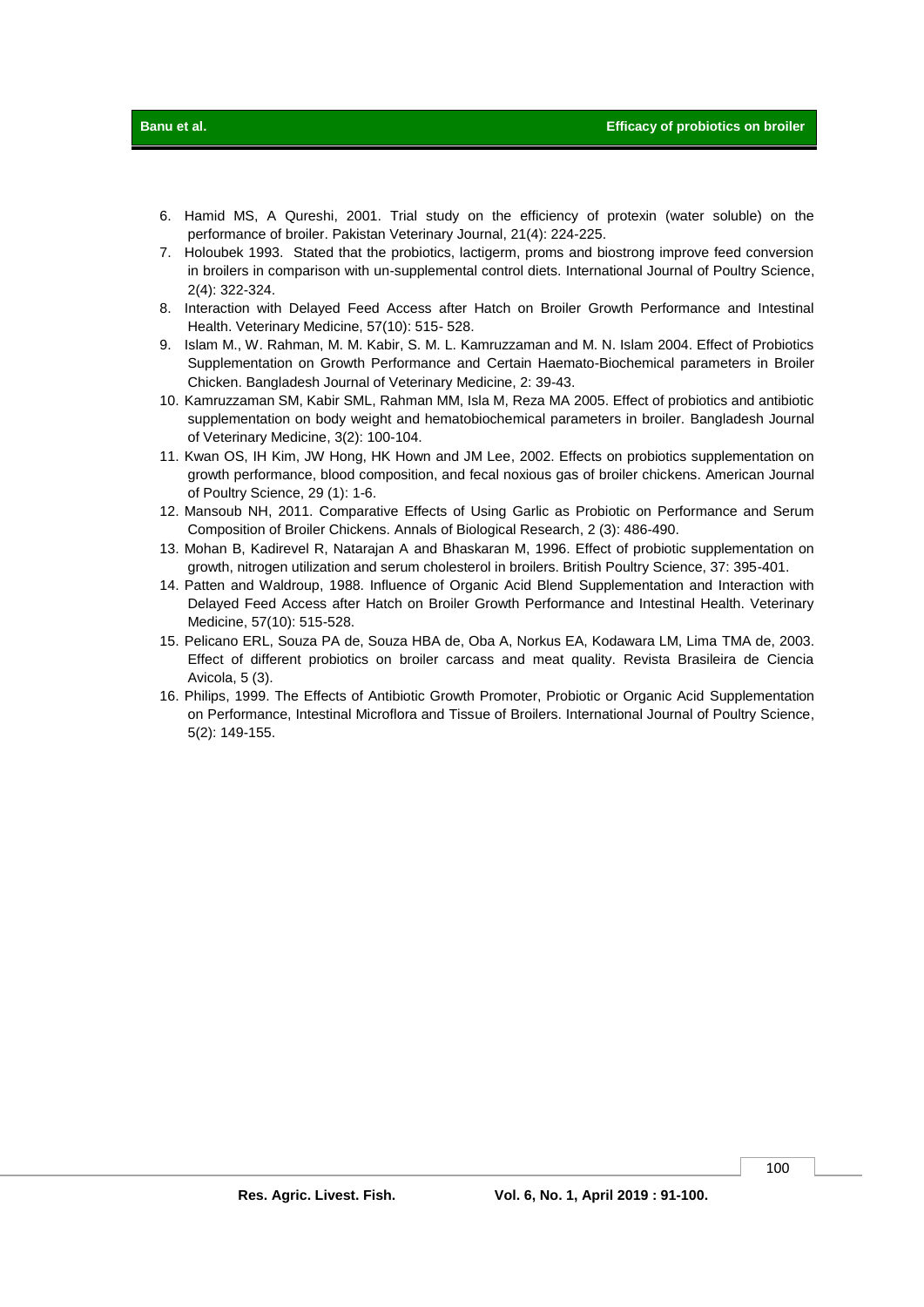6. Hamid MS, A Qureshi, 2001. Trial study on the efficiency of protexin (water soluble) on the performance of broiler. Pakistan Veterinary Journal, 21(4): 224-225.
7. Holoubek 1993. Stated that the probiotics, lactigerm, proms and biostrong improve feed conversion in broilers in comparison with un-supplemental control diets. International Journal of Poultry Science, 2(4): 322-324.
8. Interaction with Delayed Feed Access after Hatch on Broiler Growth Performance and Intestinal Health. Veterinary Medicine, 57(10): 515- 528.
9. Islam M., W. Rahman, M. M. Kabir, S. M. L. Kamruzzaman and M. N. Islam 2004. Effect of Probiotics Supplementation on Growth Performance and Certain Haemato-Biochemical parameters in Broiler Chicken. Bangladesh Journal of Veterinary Medicine, 2: 39-43.
10. Kamruzzaman SM, Kabir SML, Rahman MM, Isla M, Reza MA 2005. Effect of probiotics and antibiotic supplementation on body weight and hematobiochemical parameters in broiler. Bangladesh Journal of Veterinary Medicine, 3(2): 100-104.
11. Kwan OS, IH Kim, JW Hong, HK Hown and JM Lee, 2002. Effects on probiotics supplementation on growth performance, blood composition, and fecal noxious gas of broiler chickens. American Journal of Poultry Science, 29 (1): 1-6.
12. Mansoub NH, 2011. Comparative Effects of Using Garlic as Probiotic on Performance and Serum Composition of Broiler Chickens. Annals of Biological Research, 2 (3): 486-490.
13. Mohan B, Kadirevel R, Natarajan A and Bhaskaran M, 1996. Effect of probiotic supplementation on growth, nitrogen utilization and serum cholesterol in broilers. British Poultry Science, 37: 395-401.
14. Patten and Waldroup, 1988. Influence of Organic Acid Blend Supplementation and Interaction with Delayed Feed Access after Hatch on Broiler Growth Performance and Intestinal Health. Veterinary Medicine, 57(10): 515-528.
15. Pelicano ERL, Souza PA de, Souza HBA de, Oba A, Norkus EA, Kodawara LM, Lima TMA de, 2003. Effect of different probiotics on broiler carcass and meat quality. Revista Brasileira de Ciencia Avicola, 5 (3).
16. Philips, 1999. The Effects of Antibiotic Growth Promoter, Probiotic or Organic Acid Supplementation on Performance, Intestinal Microflora and Tissue of Broilers. International Journal of Poultry Science, 5(2): 149-155.